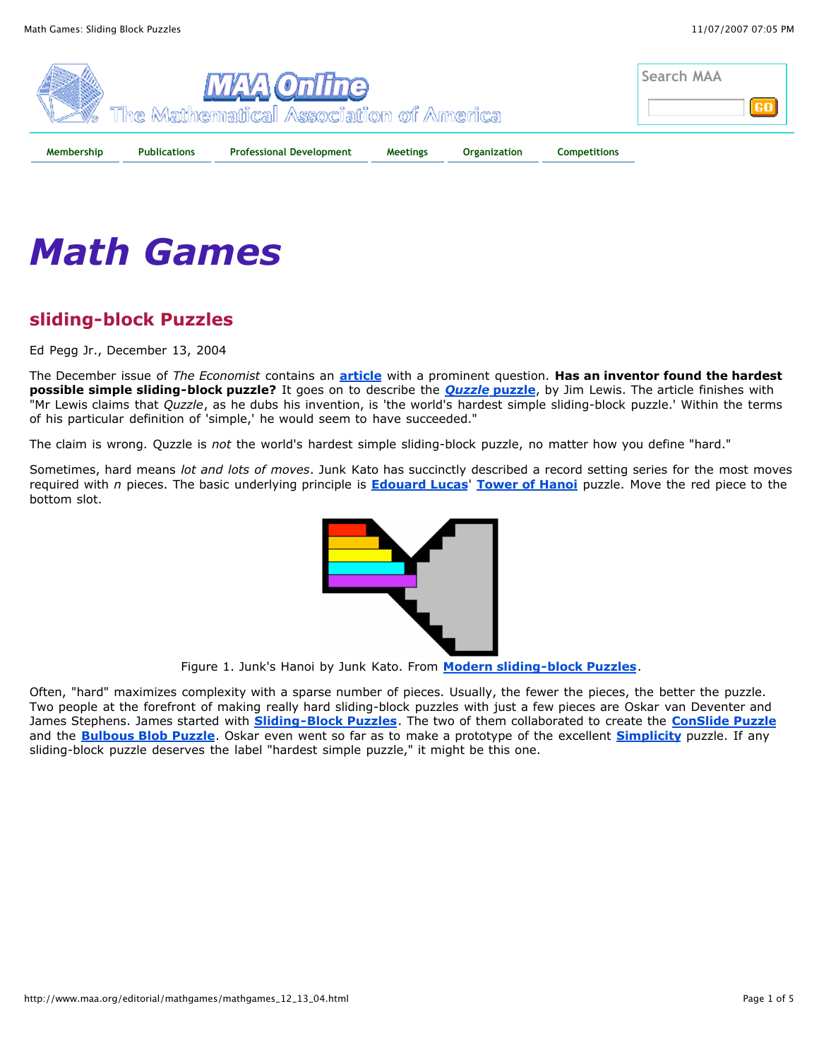# Math Games

## sliding-block Puzzles

Ed Pegg Jr., December 13, 2004

The December issue of *The Economist* contains an **article** with a prominent question. **Has an inventor found the hardest possible simple sliding-block puzzle?** It goes on to describe the ***Quzzle* puzzle**, by Jim Lewis. The article finishes with "Mr Lewis claims that *Quzzle*, as he dubs his invention, is 'the world's hardest simple sliding-block puzzle.' Within the terms of his particular definition of 'simple,' he would seem to have succeeded."

The claim is wrong. Quzzle is *not* the world's hardest simple sliding-block puzzle, no matter how you define "hard."

Sometimes, hard means *lot and lots of moves*. Junk Kato has succinctly described a record setting series for the most moves required with *n* pieces. The basic underlying principle is **Edouard Lucas**' **Tower of Hanoi** puzzle. Move the red piece to the bottom slot.

Figure 1. Junk's Hanoi by Junk Kato. From **Modern sliding-block Puzzles**.

Often, "hard" maximizes complexity with a sparse number of pieces. Usually, the fewer the pieces, the better the puzzle. Two people at the forefront of making really hard sliding-block puzzles with just a few pieces are Oskar van Deventer and James Stephens. James started with **Sliding-Block Puzzles**. The two of them collaborated to create the **ConSlide Puzzle** and the **Bulbous Blob Puzzle**. Oskar even went so far as to make a prototype of the excellent **Simplicity** puzzle. If any sliding-block puzzle deserves the label "hardest simple puzzle," it might be this one.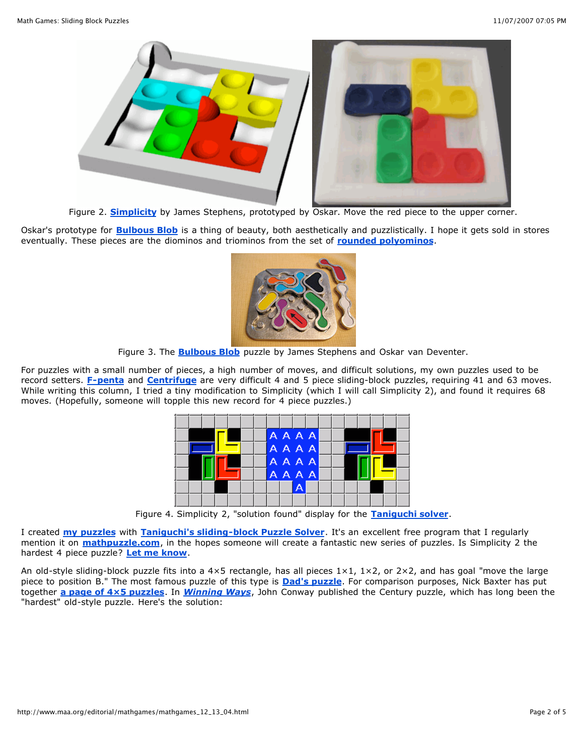Figure 2. **Simplicity** by James Stephens, prototyped by Oskar. Move the red piece to the upper corner.

Oskar's prototype for **Bulbous Blob** is a thing of beauty, both aesthetically and puzzlistically. I hope it gets sold in stores eventually. These pieces are the diominos and triominos from the set of **rounded polyominos**.

Figure 3. The **Bulbous Blob** puzzle by James Stephens and Oskar van Deventer.

For puzzles with a small number of pieces, a high number of moves, and difficult solutions, my own puzzles used to be record setters. **F-penta** and **Centrifuge** are very difficult 4 and 5 piece sliding-block puzzles, requiring 41 and 63 moves. While writing this column, I tried a tiny modification to Simplicity (which I will call Simplicity 2), and found it requires 68 moves. (Hopefully, someone will topple this new record for 4 piece puzzles.)

Figure 4. Simplicity 2, "solution found" display for the **Taniguchi solver**.

I created **my puzzles** with **Taniguchi's sliding-block Puzzle Solver**. It's an excellent free program that I regularly mention it on **mathpuzzle.com**, in the hopes someone will create a fantastic new series of puzzles. Is Simplicity 2 the hardest 4 piece puzzle? **Let me know**.

An old-style sliding-block puzzle fits into a 4×5 rectangle, has all pieces 1×1, 1×2, or 2×2, and has goal "move the large piece to position B." The most famous puzzle of this type is **Dad's puzzle**. For comparison purposes, Nick Baxter has put together **a page of 4×5 puzzles**. In ***Winning Ways***, John Conway published the Century puzzle, which has long been the "hardest" old-style puzzle. Here's the solution: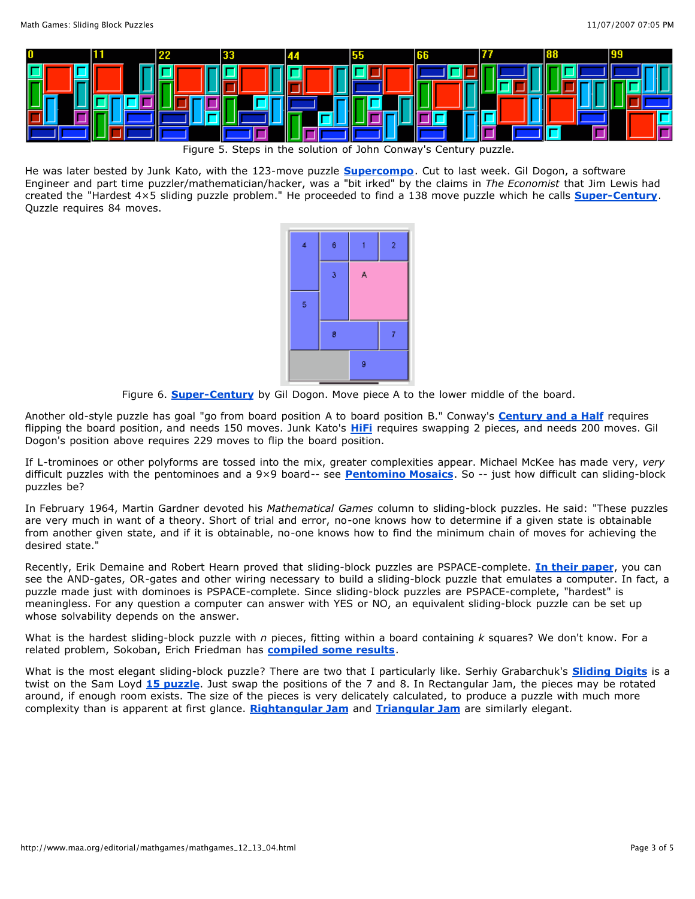Figure 5. Steps in the solution of John Conway's Century puzzle.

He was later bested by Junk Kato, with the 123-move puzzle **Supercompo**. Cut to last week. Gil Dogon, a software Engineer and part time puzzler/mathematician/hacker, was a "bit irked" by the claims in *The Economist* that Jim Lewis had created the "Hardest 4×5 sliding puzzle problem." He proceeded to find a 138 move puzzle which he calls **Super-Century**. Quzzle requires 84 moves.

Figure 6. **Super-Century** by Gil Dogon. Move piece A to the lower middle of the board.

Another old-style puzzle has goal "go from board position A to board position B." Conway's **Century and a Half** requires flipping the board position, and needs 150 moves. Junk Kato's **HiFi** requires swapping 2 pieces, and needs 200 moves. Gil Dogon's position above requires 229 moves to flip the board position.

If L-trominoes or other polyforms are tossed into the mix, greater complexities appear. Michael McKee has made very, *very* difficult puzzles with the pentominoes and a 9×9 board-- see **Pentomino Mosaics**. So -- just how difficult can sliding-block puzzles be?

In February 1964, Martin Gardner devoted his *Mathematical Games* column to sliding-block puzzles. He said: "These puzzles are very much in want of a theory. Short of trial and error, no-one knows how to determine if a given state is obtainable from another given state, and if it is obtainable, no-one knows how to find the minimum chain of moves for achieving the desired state."

Recently, Erik Demaine and Robert Hearn proved that sliding-block puzzles are PSPACE-complete. **In their paper**, you can see the AND-gates, OR-gates and other wiring necessary to build a sliding-block puzzle that emulates a computer. In fact, a puzzle made just with dominoes is PSPACE-complete. Since sliding-block puzzles are PSPACE-complete, "hardest" is meaningless. For any question a computer can answer with YES or NO, an equivalent sliding-block puzzle can be set up whose solvability depends on the answer.

What is the hardest sliding-block puzzle with $n$ pieces, fitting within a board containing $k$ squares? We don't know. For a related problem, Sokoban, Erich Friedman has **compiled some results**.

What is the most elegant sliding-block puzzle? There are two that I particularly like. Serhiy Grabarchuk's **Sliding Digits** is a twist on the Sam Loyd **15 puzzle**. Just swap the positions of the 7 and 8. In Rectangular Jam, the pieces may be rotated around, if enough room exists. The size of the pieces is very delicately calculated, to produce a puzzle with much more complexity than is apparent at first glance. **Rightangular Jam** and **Triangular Jam** are similarly elegant.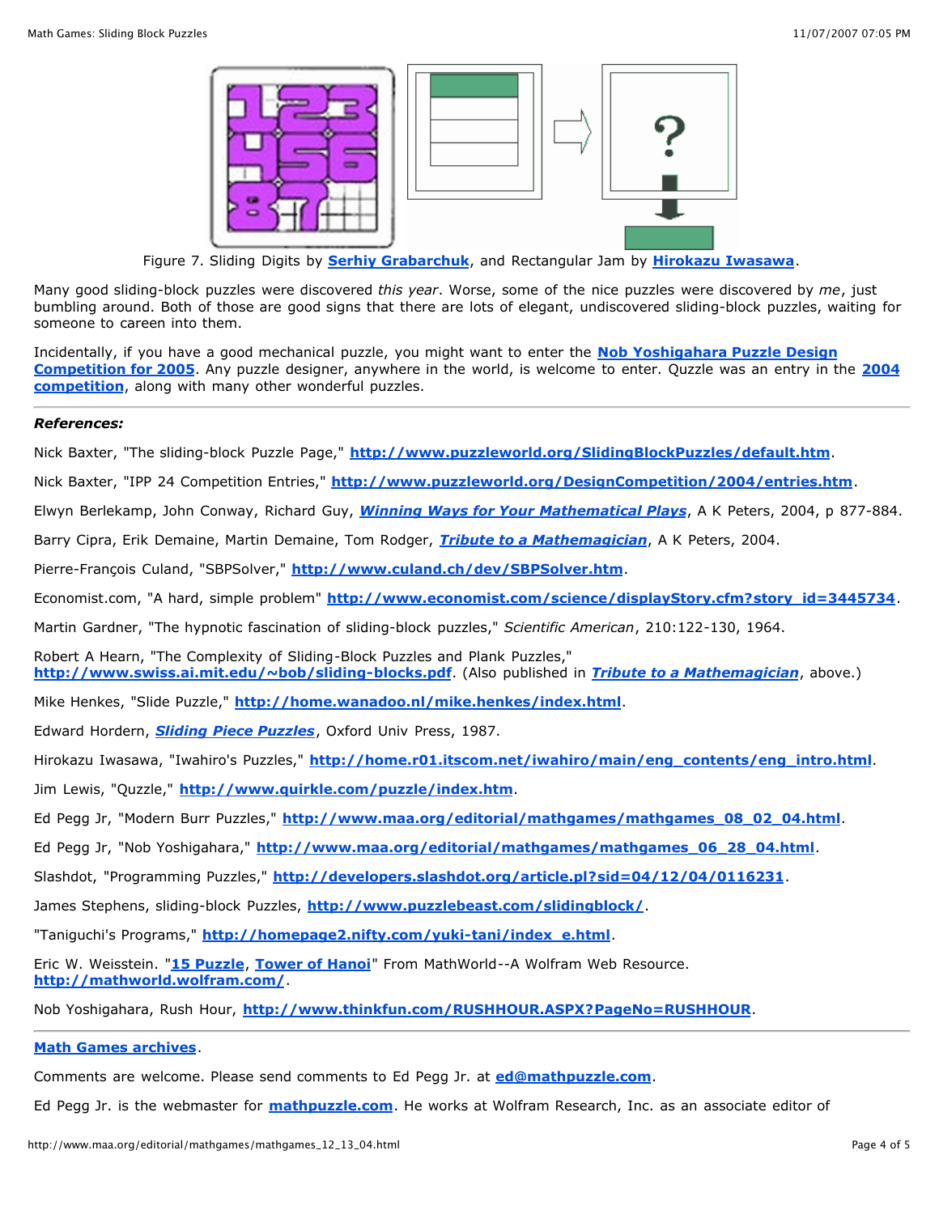Figure 7. Sliding Digits by **Serhiy Grabarchuk**, and Rectangular Jam by **Hirokazu Iwasawa**.

Many good sliding-block puzzles were discovered *this year*. Worse, some of the nice puzzles were discovered by *me*, just bumbling around. Both of those are good signs that there are lots of elegant, undiscovered sliding-block puzzles, waiting for someone to careen into them.

Incidentally, if you have a good mechanical puzzle, you might want to enter the **Nob Yoshigahara Puzzle Design Competition for 2005**. Any puzzle designer, anywhere in the world, is welcome to enter. Quzzle was an entry in the **2004 competition**, along with many other wonderful puzzles.

---

***References:***

Nick Baxter, "The sliding-block Puzzle Page," **http://www.puzzleworld.org/SlidingBlockPuzzles/default.htm**.

Nick Baxter, "IPP 24 Competition Entries," **http://www.puzzleworld.org/DesignCompetition/2004/entries.htm**.

Elwyn Berlekamp, John Conway, Richard Guy, ***Winning Ways for Your Mathematical Plays***, A K Peters, 2004, p 877-884.

Barry Cipra, Erik Demaine, Martin Demaine, Tom Rodger, ***Tribute to a Mathemagician***, A K Peters, 2004.

Pierre-François Culand, "SBPSolver," **http://www.culand.ch/dev/SBPSolver.htm**.

Economist.com, "A hard, simple problem" **http://www.economist.com/science/displayStory.cfm?story_id=3445734**.

Martin Gardner, "The hypnotic fascination of sliding-block puzzles," *Scientific American*, 210:122-130, 1964.

Robert A Hearn, "The Complexity of Sliding-Block Puzzles and Plank Puzzles," **http://www.swiss.ai.mit.edu/~bob/sliding-blocks.pdf**. (Also published in ***Tribute to a Mathemagician***, above.)

Mike Henkes, "Slide Puzzle," **http://home.wanadoo.nl/mike.henkes/index.html**.

Edward Hordern, ***Sliding Piece Puzzles***, Oxford Univ Press, 1987.

Hirokazu Iwasawa, "Iwahiro's Puzzles," **http://home.r01.itscom.net/iwahiro/main/eng_contents/eng_intro.html**.

Jim Lewis, "Quzzle," **http://www.quirkle.com/puzzle/index.htm**.

Ed Pegg Jr, "Modern Burr Puzzles," **http://www.maa.org/editorial/mathgames/mathgames_08_02_04.html**.

Ed Pegg Jr, "Nob Yoshigahara," **http://www.maa.org/editorial/mathgames/mathgames_06_28_04.html**.

Slashdot, "Programming Puzzles," **http://developers.slashdot.org/article.pl?sid=04/12/04/0116231**.

James Stephens, sliding-block Puzzles, **http://www.puzzlebeast.com/slidingblock/**.

"Taniguchi's Programs," **http://homepage2.nifty.com/yuki-tani/index_e.html**.

Eric W. Weisstein. "**15 Puzzle**, **Tower of Hanoi**" From MathWorld--A Wolfram Web Resource. **http://mathworld.wolfram.com/**.

Nob Yoshigahara, Rush Hour, **http://www.thinkfun.com/RUSHHOUR.ASPX?PageNo=RUSHHOUR**.

---

**Math Games archives**.

Comments are welcome. Please send comments to Ed Pegg Jr. at **ed@mathpuzzle.com**.

Ed Pegg Jr. is the webmaster for **mathpuzzle.com**. He works at Wolfram Research, Inc. as an associate editor of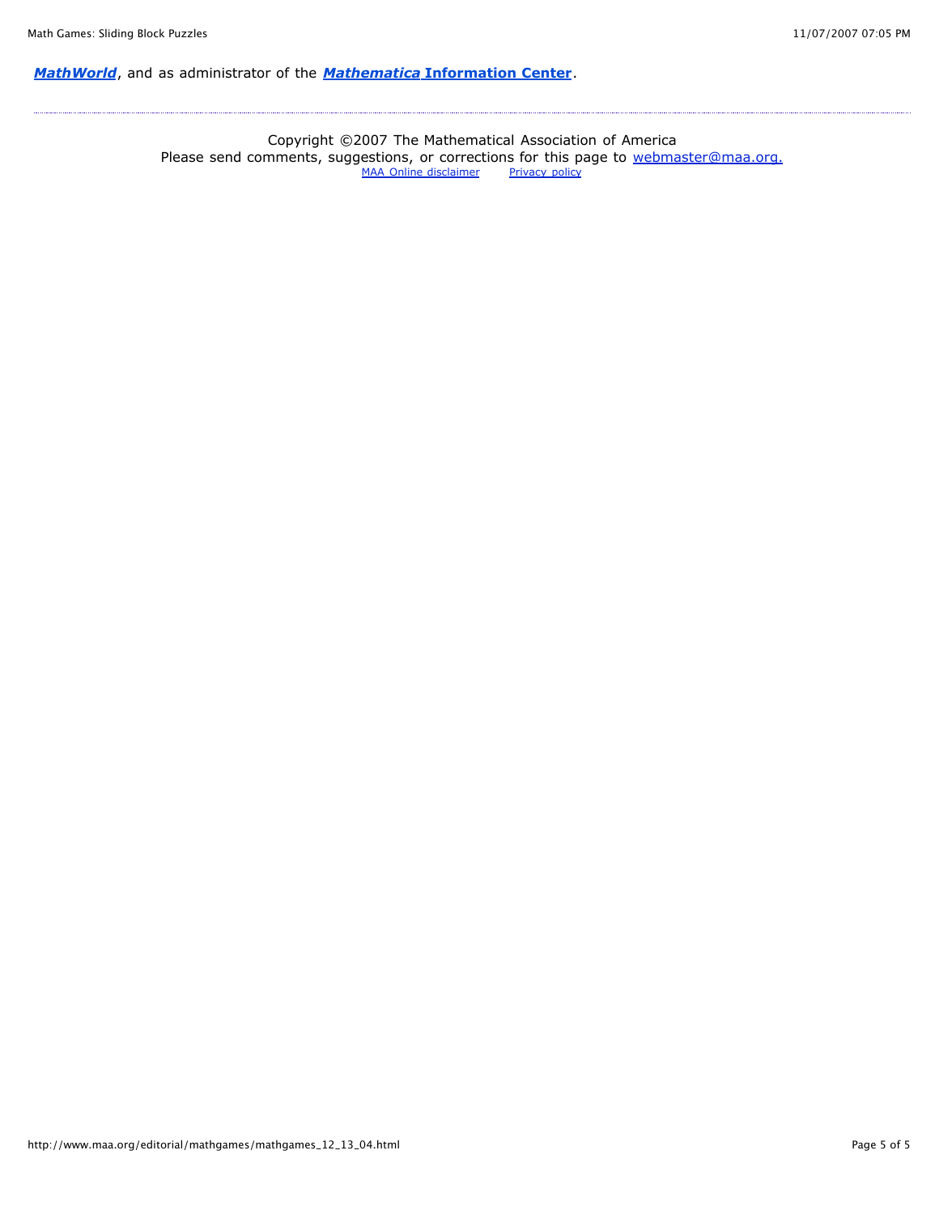***MathWorld***, and as administrator of the ***Mathematica* Information Center**.

---

Copyright ©2007 The Mathematical Association of America
Please send comments, suggestions, or corrections for this page to webmaster@maa.org.
MAA Online disclaimer    Privacy policy